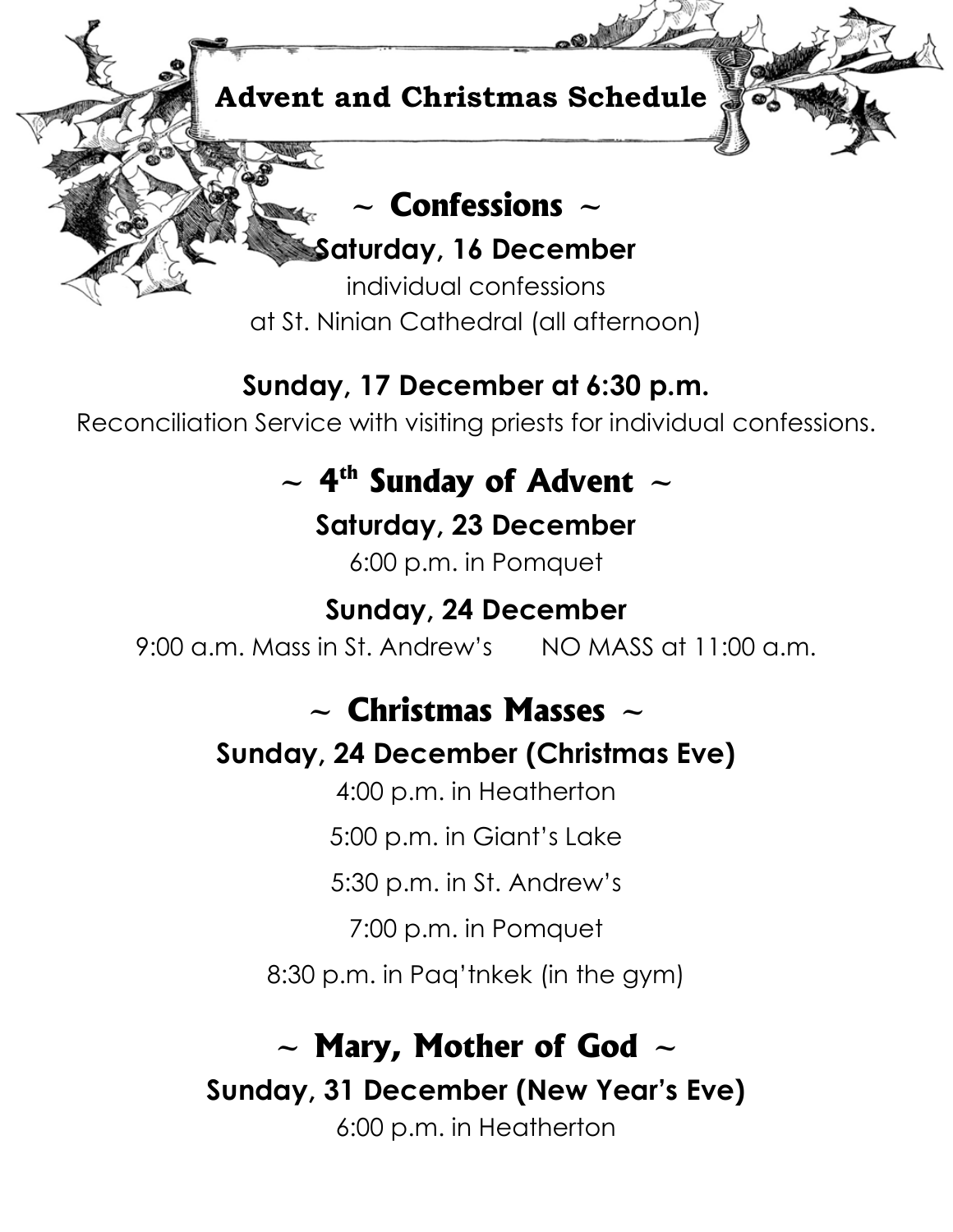# Advent and Christmas Schedule

## ~ Confessions ~

**Saturday, 16 December**

individual confessions
at St. Ninian Cathedral (all afternoon)

**Sunday, 17 December at 6:30 p.m.**

Reconciliation Service with visiting priests for individual confessions.

## ~ 4th Sunday of Advent ~

**Saturday, 23 December**

6:00 p.m. in Pomquet

**Sunday, 24 December**

9:00 a.m. Mass in St. Andrew's NO MASS at 11:00 a.m.

## ~ Christmas Masses ~

**Sunday, 24 December (Christmas Eve)**

4:00 p.m. in Heatherton

5:00 p.m. in Giant's Lake

5:30 p.m. in St. Andrew's

7:00 p.m. in Pomquet

8:30 p.m. in Paq'tnkek (in the gym)

## ~ Mary, Mother of God ~

**Sunday, 31 December (New Year's Eve)**

6:00 p.m. in Heatherton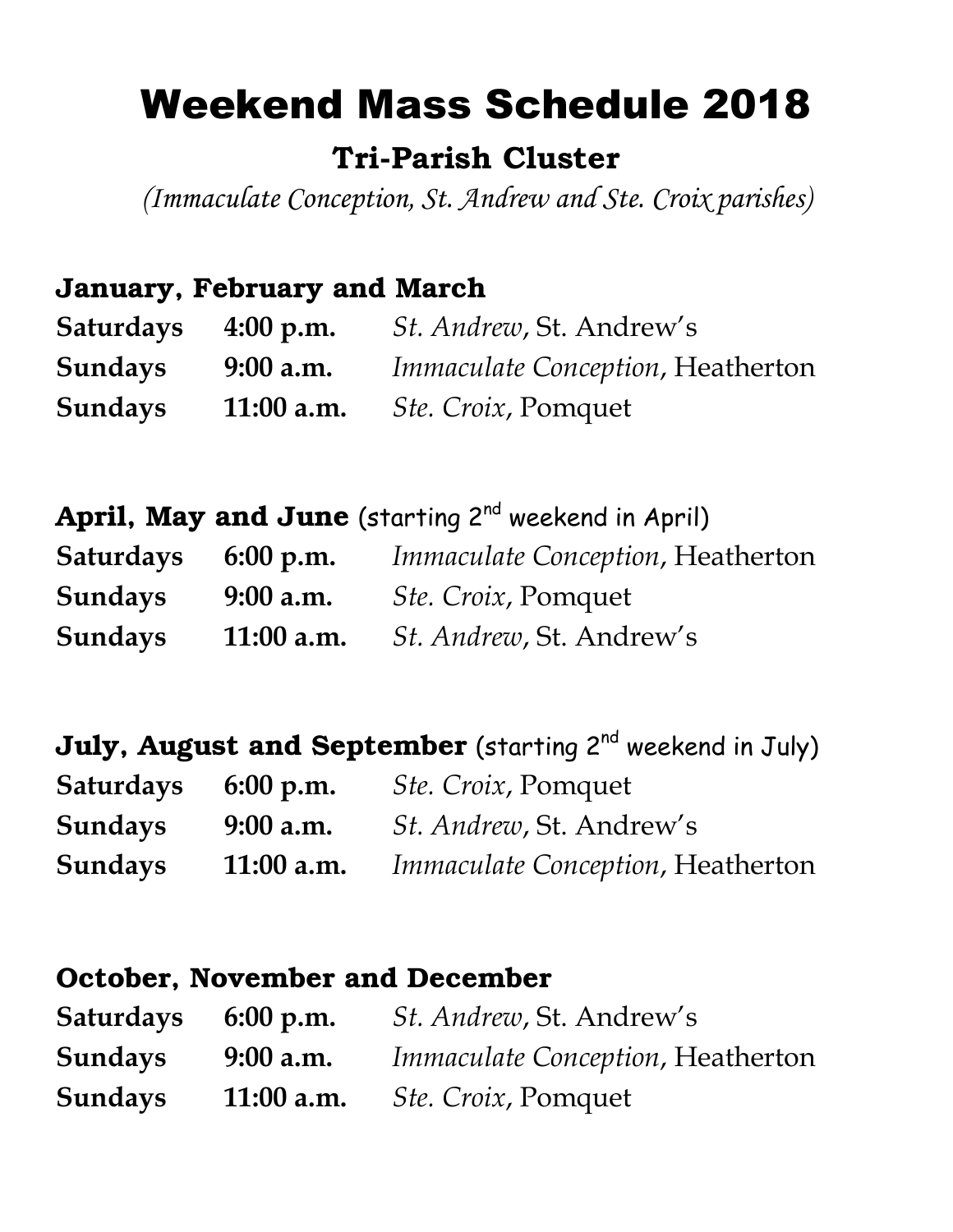# Weekend Mass Schedule 2018

## Tri-Parish Cluster

*(Immaculate Conception, St. Andrew and Ste. Croix parishes)*

### January, February and March

| | | |
|---|---|---|
| **Saturdays** | **4:00 p.m.** | *St. Andrew*, St. Andrew's |
| **Sundays** | **9:00 a.m.** | *Immaculate Conception*, Heatherton |
| **Sundays** | **11:00 a.m.** | *Ste. Croix*, Pomquet |

### April, May and June (starting 2nd weekend in April)

| | | |
|---|---|---|
| **Saturdays** | **6:00 p.m.** | *Immaculate Conception*, Heatherton |
| **Sundays** | **9:00 a.m.** | *Ste. Croix*, Pomquet |
| **Sundays** | **11:00 a.m.** | *St. Andrew*, St. Andrew's |

### July, August and September (starting 2nd weekend in July)

| | | |
|---|---|---|
| **Saturdays** | **6:00 p.m.** | *Ste. Croix*, Pomquet |
| **Sundays** | **9:00 a.m.** | *St. Andrew*, St. Andrew's |
| **Sundays** | **11:00 a.m.** | *Immaculate Conception*, Heatherton |

### October, November and December

| | | |
|---|---|---|
| **Saturdays** | **6:00 p.m.** | *St. Andrew*, St. Andrew's |
| **Sundays** | **9:00 a.m.** | *Immaculate Conception*, Heatherton |
| **Sundays** | **11:00 a.m.** | *Ste. Croix*, Pomquet |